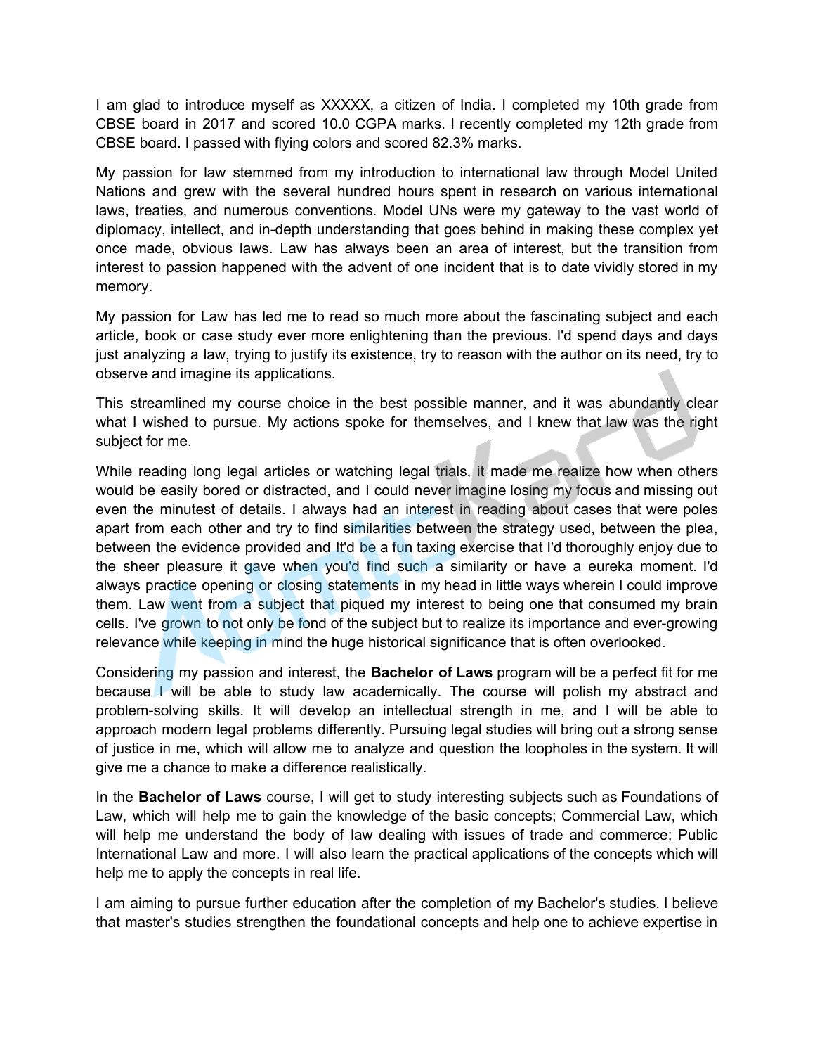I am glad to introduce myself as XXXXX, a citizen of India. I completed my 10th grade from CBSE board in 2017 and scored 10.0 CGPA marks. I recently completed my 12th grade from CBSE board. I passed with flying colors and scored 82.3% marks.

My passion for law stemmed from my introduction to international law through Model United Nations and grew with the several hundred hours spent in research on various international laws, treaties, and numerous conventions. Model UNs were my gateway to the vast world of diplomacy, intellect, and in-depth understanding that goes behind in making these complex yet once made, obvious laws. Law has always been an area of interest, but the transition from interest to passion happened with the advent of one incident that is to date vividly stored in my memory.

My passion for Law has led me to read so much more about the fascinating subject and each article, book or case study ever more enlightening than the previous. I'd spend days and days just analyzing a law, trying to justify its existence, try to reason with the author on its need, try to observe and imagine its applications.

This streamlined my course choice in the best possible manner, and it was abundantly clear what I wished to pursue. My actions spoke for themselves, and I knew that law was the right subject for me.

While reading long legal articles or watching legal trials, it made me realize how when others would be easily bored or distracted, and I could never imagine losing my focus and missing out even the minutest of details. I always had an interest in reading about cases that were poles apart from each other and try to find similarities between the strategy used, between the plea, between the evidence provided and It'd be a fun taxing exercise that I'd thoroughly enjoy due to the sheer pleasure it gave when you'd find such a similarity or have a eureka moment. I'd always practice opening or closing statements in my head in little ways wherein I could improve them. Law went from a subject that piqued my interest to being one that consumed my brain cells. I've grown to not only be fond of the subject but to realize its importance and ever-growing relevance while keeping in mind the huge historical significance that is often overlooked.

Considering my passion and interest, the **Bachelor of Laws** program will be a perfect fit for me because I will be able to study law academically. The course will polish my abstract and problem-solving skills. It will develop an intellectual strength in me, and I will be able to approach modern legal problems differently. Pursuing legal studies will bring out a strong sense of justice in me, which will allow me to analyze and question the loopholes in the system. It will give me a chance to make a difference realistically.

In the **Bachelor of Laws** course, I will get to study interesting subjects such as Foundations of Law, which will help me to gain the knowledge of the basic concepts; Commercial Law, which will help me understand the body of law dealing with issues of trade and commerce; Public International Law and more. I will also learn the practical applications of the concepts which will help me to apply the concepts in real life.

I am aiming to pursue further education after the completion of my Bachelor's studies. I believe that master's studies strengthen the foundational concepts and help one to achieve expertise in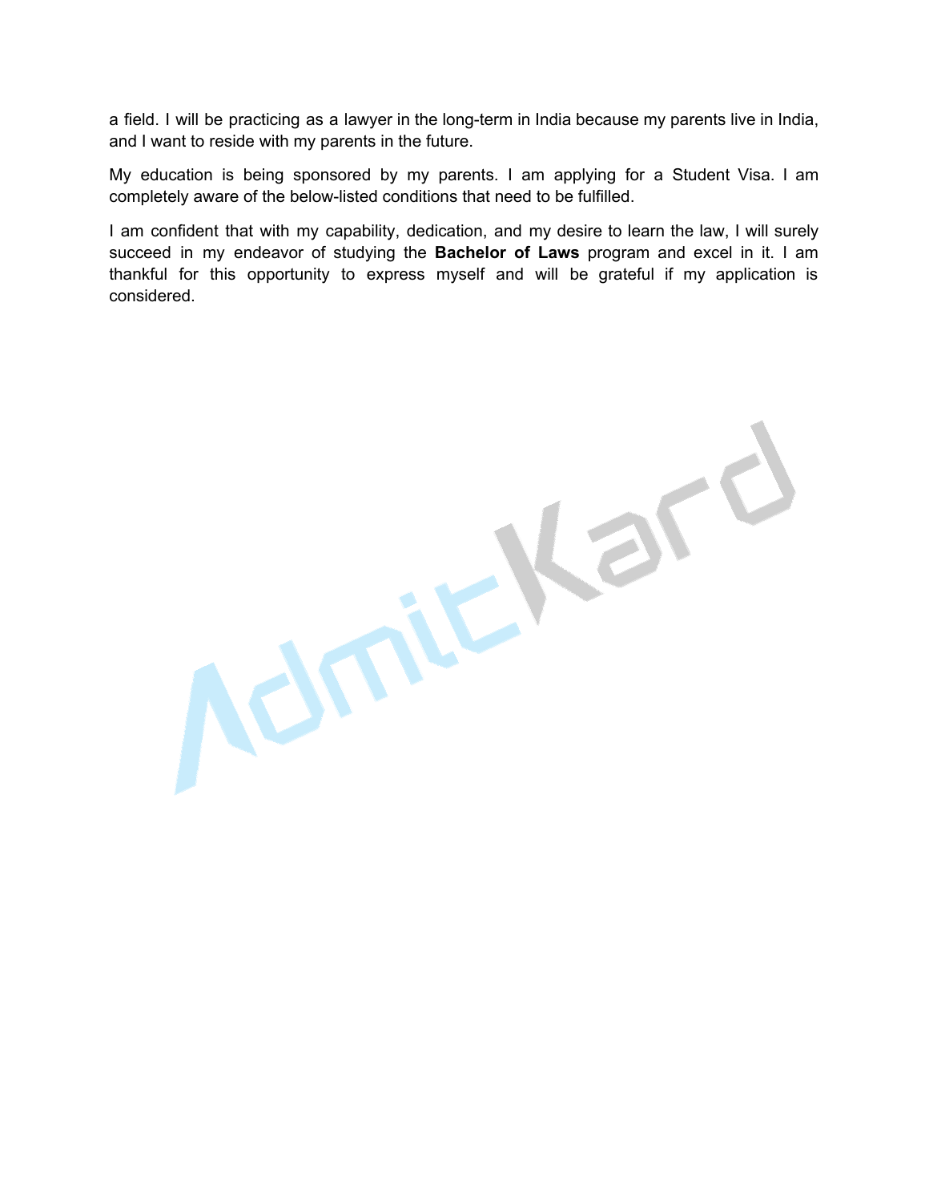a field. I will be practicing as a lawyer in the long-term in India because my parents live in India, and I want to reside with my parents in the future.

My education is being sponsored by my parents. I am applying for a Student Visa. I am completely aware of the below-listed conditions that need to be fulfilled.

I am confident that with my capability, dedication, and my desire to learn the law, I will surely succeed in my endeavor of studying the **Bachelor of Laws** program and excel in it. I am thankful for this opportunity to express myself and will be grateful if my application is considered.